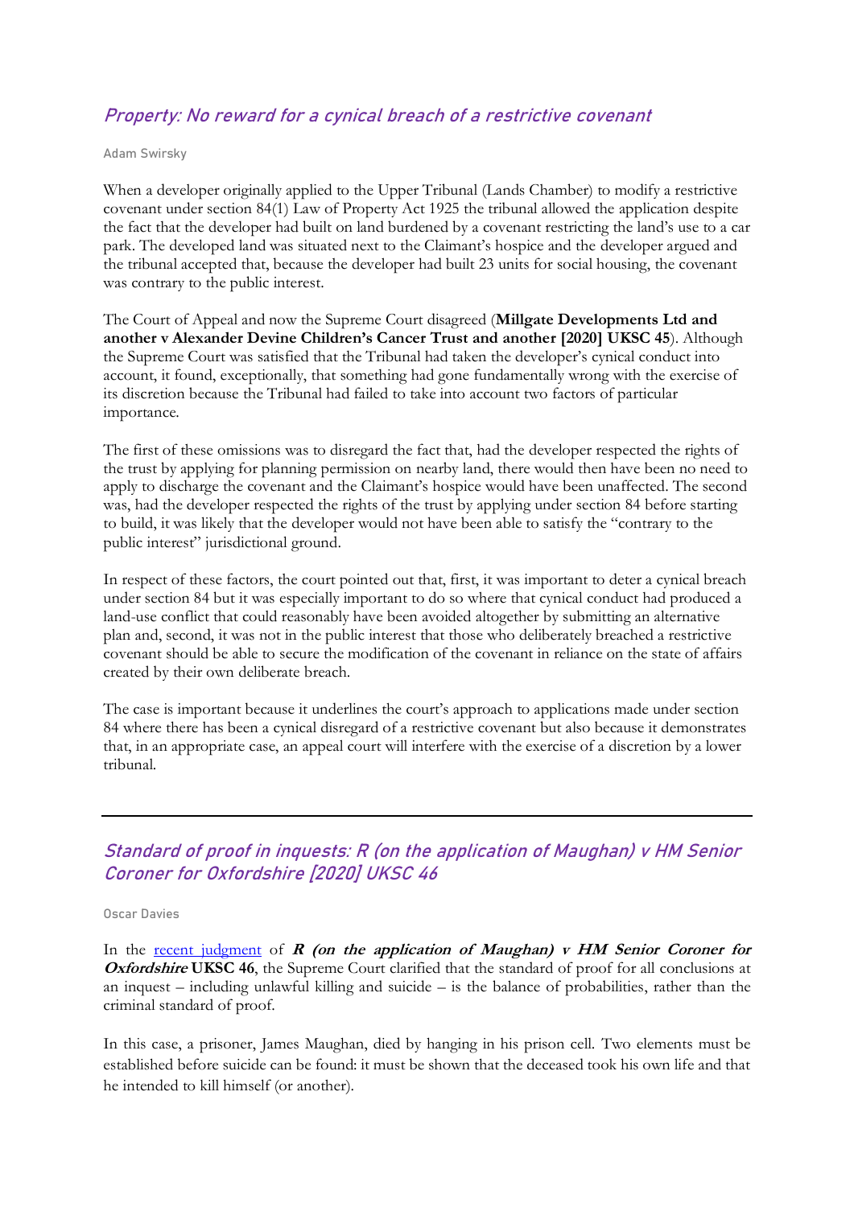## *Property: No reward for a cynical breach of a restrictive covenant*

Adam Swirsky

When a developer originally applied to the Upper Tribunal (Lands Chamber) to modify a restrictive covenant under section 84(1) Law of Property Act 1925 the tribunal allowed the application despite the fact that the developer had built on land burdened by a covenant restricting the land's use to a car park. The developed land was situated next to the Claimant's hospice and the developer argued and the tribunal accepted that, because the developer had built 23 units for social housing, the covenant was contrary to the public interest.

The Court of Appeal and now the Supreme Court disagreed (**Millgate Developments Ltd and another v Alexander Devine Children's Cancer Trust and another [2020] UKSC 45**). Although the Supreme Court was satisfied that the Tribunal had taken the developer's cynical conduct into account, it found, exceptionally, that something had gone fundamentally wrong with the exercise of its discretion because the Tribunal had failed to take into account two factors of particular importance.

The first of these omissions was to disregard the fact that, had the developer respected the rights of the trust by applying for planning permission on nearby land, there would then have been no need to apply to discharge the covenant and the Claimant's hospice would have been unaffected. The second was, had the developer respected the rights of the trust by applying under section 84 before starting to build, it was likely that the developer would not have been able to satisfy the "contrary to the public interest" jurisdictional ground.

In respect of these factors, the court pointed out that, first, it was important to deter a cynical breach under section 84 but it was especially important to do so where that cynical conduct had produced a land-use conflict that could reasonably have been avoided altogether by submitting an alternative plan and, second, it was not in the public interest that those who deliberately breached a restrictive covenant should be able to secure the modification of the covenant in reliance on the state of affairs created by their own deliberate breach.

The case is important because it underlines the court's approach to applications made under section 84 where there has been a cynical disregard of a restrictive covenant but also because it demonstrates that, in an appropriate case, an appeal court will interfere with the exercise of a discretion by a lower tribunal.

---

## *Standard of proof in inquests: R (on the application of Maughan) v HM Senior Coroner for Oxfordshire [2020] UKSC 46*

Oscar Davies

In the recent judgment of ***R (on the application of Maughan) v HM Senior Coroner for Oxfordshire* UKSC 46**, the Supreme Court clarified that the standard of proof for all conclusions at an inquest – including unlawful killing and suicide – is the balance of probabilities, rather than the criminal standard of proof.

In this case, a prisoner, James Maughan, died by hanging in his prison cell. Two elements must be established before suicide can be found: it must be shown that the deceased took his own life and that he intended to kill himself (or another).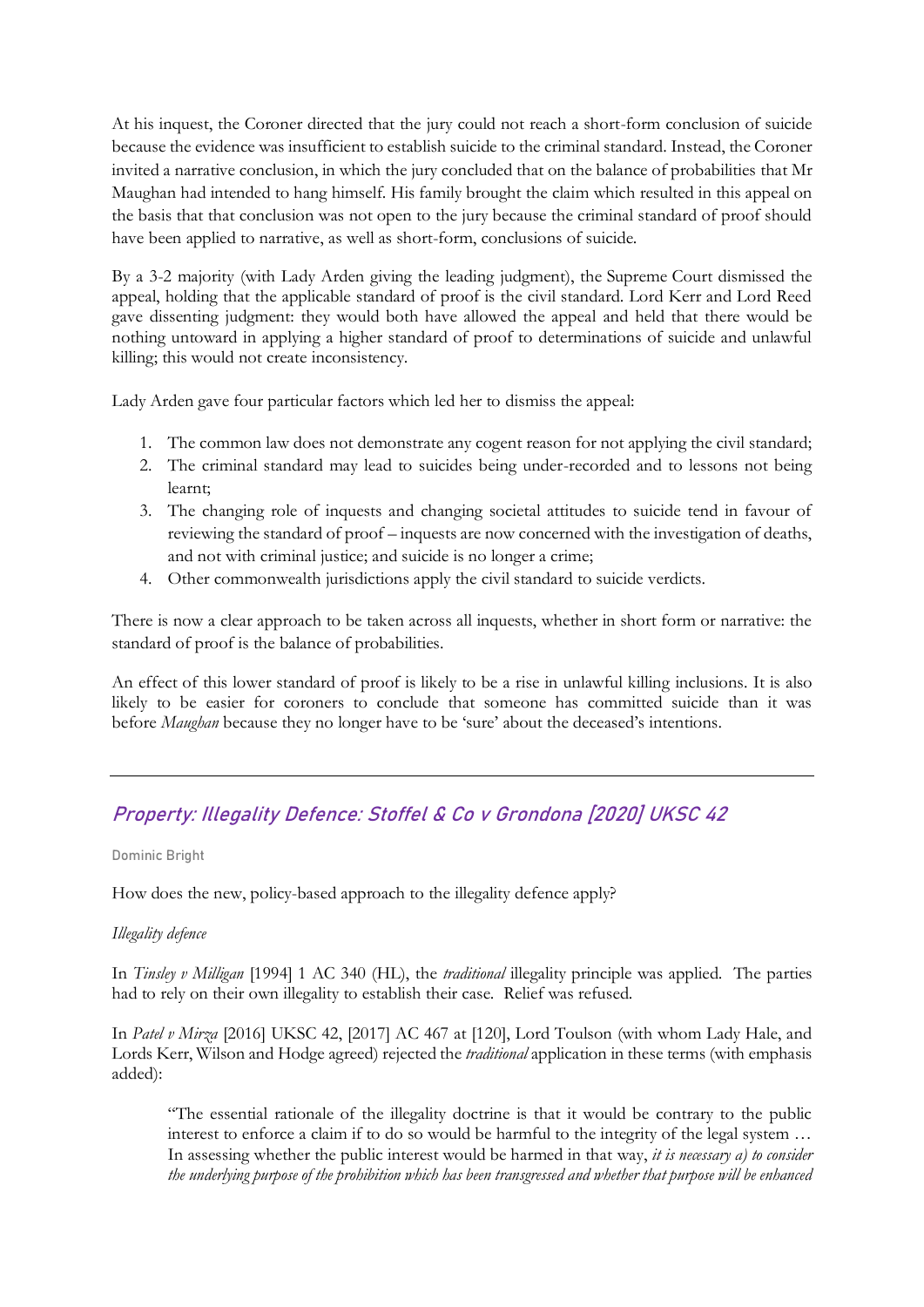At his inquest, the Coroner directed that the jury could not reach a short-form conclusion of suicide because the evidence was insufficient to establish suicide to the criminal standard. Instead, the Coroner invited a narrative conclusion, in which the jury concluded that on the balance of probabilities that Mr Maughan had intended to hang himself. His family brought the claim which resulted in this appeal on the basis that that conclusion was not open to the jury because the criminal standard of proof should have been applied to narrative, as well as short-form, conclusions of suicide.

By a 3-2 majority (with Lady Arden giving the leading judgment), the Supreme Court dismissed the appeal, holding that the applicable standard of proof is the civil standard. Lord Kerr and Lord Reed gave dissenting judgment: they would both have allowed the appeal and held that there would be nothing untoward in applying a higher standard of proof to determinations of suicide and unlawful killing; this would not create inconsistency.

Lady Arden gave four particular factors which led her to dismiss the appeal:

1. The common law does not demonstrate any cogent reason for not applying the civil standard;
2. The criminal standard may lead to suicides being under-recorded and to lessons not being learnt;
3. The changing role of inquests and changing societal attitudes to suicide tend in favour of reviewing the standard of proof – inquests are now concerned with the investigation of deaths, and not with criminal justice; and suicide is no longer a crime;
4. Other commonwealth jurisdictions apply the civil standard to suicide verdicts.

There is now a clear approach to be taken across all inquests, whether in short form or narrative: the standard of proof is the balance of probabilities.

An effect of this lower standard of proof is likely to be a rise in unlawful killing inclusions. It is also likely to be easier for coroners to conclude that someone has committed suicide than it was before *Maughan* because they no longer have to be 'sure' about the deceased's intentions.

---

## *Property: Illegality Defence: Stoffel & Co v Grondona [2020] UKSC 42*

Dominic Bright

How does the new, policy-based approach to the illegality defence apply?

*Illegality defence*

In *Tinsley v Milligan* [1994] 1 AC 340 (HL), the *traditional* illegality principle was applied. The parties had to rely on their own illegality to establish their case. Relief was refused.

In *Patel v Mirza* [2016] UKSC 42, [2017] AC 467 at [120], Lord Toulson (with whom Lady Hale, and Lords Kerr, Wilson and Hodge agreed) rejected the *traditional* application in these terms (with emphasis added):

> "The essential rationale of the illegality doctrine is that it would be contrary to the public interest to enforce a claim if to do so would be harmful to the integrity of the legal system … In assessing whether the public interest would be harmed in that way, *it is necessary a) to consider the underlying purpose of the prohibition which has been transgressed and whether that purpose will be enhanced*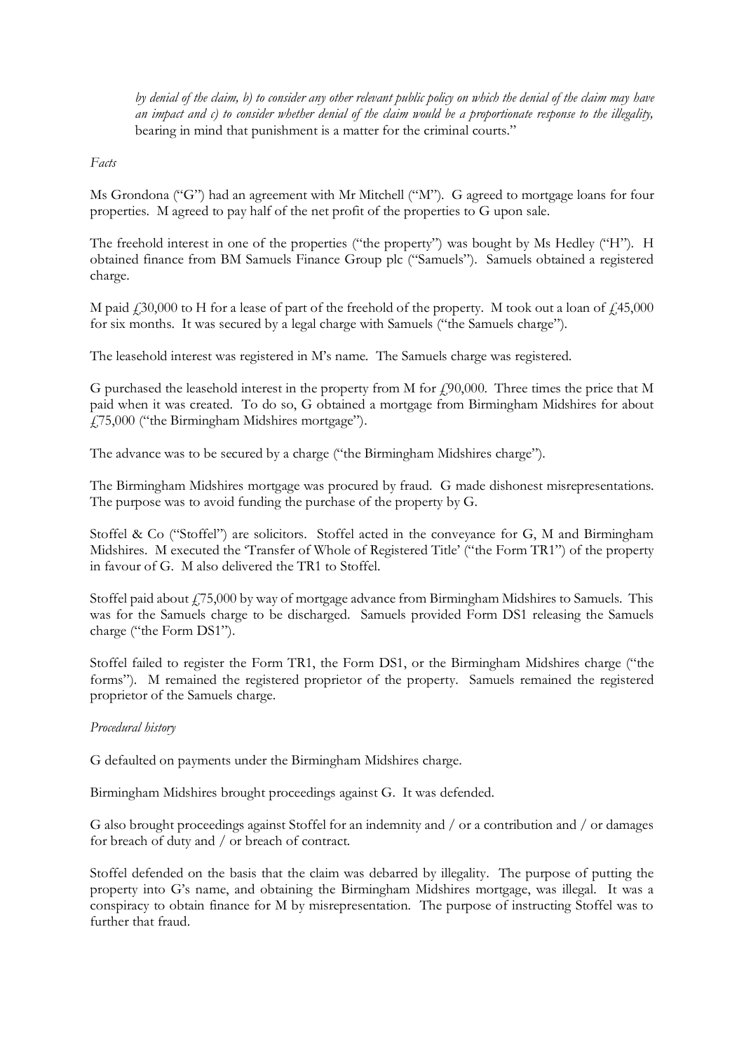*by denial of the claim, b) to consider any other relevant public policy on which the denial of the claim may have an impact and c) to consider whether denial of the claim would be a proportionate response to the illegality,* bearing in mind that punishment is a matter for the criminal courts."

*Facts*

Ms Grondona ("G") had an agreement with Mr Mitchell ("M"). G agreed to mortgage loans for four properties. M agreed to pay half of the net profit of the properties to G upon sale.

The freehold interest in one of the properties ("the property") was bought by Ms Hedley ("H"). H obtained finance from BM Samuels Finance Group plc ("Samuels"). Samuels obtained a registered charge.

M paid £30,000 to H for a lease of part of the freehold of the property. M took out a loan of £45,000 for six months. It was secured by a legal charge with Samuels ("the Samuels charge").

The leasehold interest was registered in M's name. The Samuels charge was registered.

G purchased the leasehold interest in the property from M for £90,000. Three times the price that M paid when it was created. To do so, G obtained a mortgage from Birmingham Midshires for about £75,000 ("the Birmingham Midshires mortgage").

The advance was to be secured by a charge ("the Birmingham Midshires charge").

The Birmingham Midshires mortgage was procured by fraud. G made dishonest misrepresentations. The purpose was to avoid funding the purchase of the property by G.

Stoffel & Co ("Stoffel") are solicitors. Stoffel acted in the conveyance for G, M and Birmingham Midshires. M executed the 'Transfer of Whole of Registered Title' ("the Form TR1") of the property in favour of G. M also delivered the TR1 to Stoffel.

Stoffel paid about £75,000 by way of mortgage advance from Birmingham Midshires to Samuels. This was for the Samuels charge to be discharged. Samuels provided Form DS1 releasing the Samuels charge ("the Form DS1").

Stoffel failed to register the Form TR1, the Form DS1, or the Birmingham Midshires charge ("the forms"). M remained the registered proprietor of the property. Samuels remained the registered proprietor of the Samuels charge.

*Procedural history*

G defaulted on payments under the Birmingham Midshires charge.

Birmingham Midshires brought proceedings against G. It was defended.

G also brought proceedings against Stoffel for an indemnity and / or a contribution and / or damages for breach of duty and / or breach of contract.

Stoffel defended on the basis that the claim was debarred by illegality. The purpose of putting the property into G's name, and obtaining the Birmingham Midshires mortgage, was illegal. It was a conspiracy to obtain finance for M by misrepresentation. The purpose of instructing Stoffel was to further that fraud.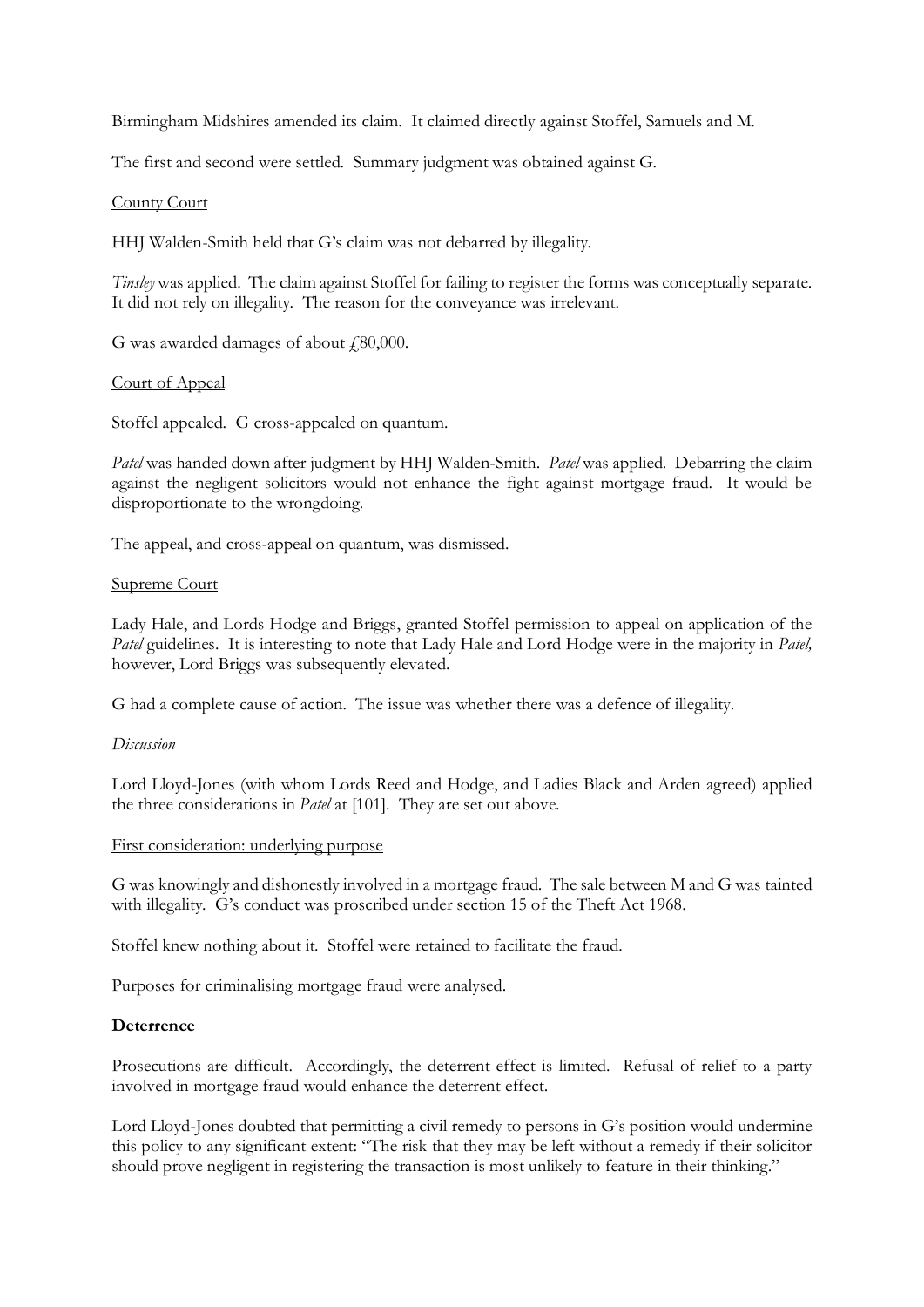Birmingham Midshires amended its claim. It claimed directly against Stoffel, Samuels and M.

The first and second were settled. Summary judgment was obtained against G.

<u>County Court</u>

HHJ Walden-Smith held that G's claim was not debarred by illegality.

*Tinsley* was applied. The claim against Stoffel for failing to register the forms was conceptually separate. It did not rely on illegality. The reason for the conveyance was irrelevant.

G was awarded damages of about £80,000.

<u>Court of Appeal</u>

Stoffel appealed. G cross-appealed on quantum.

*Patel* was handed down after judgment by HHJ Walden-Smith. *Patel* was applied. Debarring the claim against the negligent solicitors would not enhance the fight against mortgage fraud. It would be disproportionate to the wrongdoing.

The appeal, and cross-appeal on quantum, was dismissed.

<u>Supreme Court</u>

Lady Hale, and Lords Hodge and Briggs, granted Stoffel permission to appeal on application of the *Patel* guidelines. It is interesting to note that Lady Hale and Lord Hodge were in the majority in *Patel,* however, Lord Briggs was subsequently elevated.

G had a complete cause of action. The issue was whether there was a defence of illegality.

*Discussion*

Lord Lloyd-Jones (with whom Lords Reed and Hodge, and Ladies Black and Arden agreed) applied the three considerations in *Patel* at [101]. They are set out above.

<u>First consideration: underlying purpose</u>

G was knowingly and dishonestly involved in a mortgage fraud. The sale between M and G was tainted with illegality. G's conduct was proscribed under section 15 of the Theft Act 1968.

Stoffel knew nothing about it. Stoffel were retained to facilitate the fraud.

Purposes for criminalising mortgage fraud were analysed.

**Deterrence**

Prosecutions are difficult. Accordingly, the deterrent effect is limited. Refusal of relief to a party involved in mortgage fraud would enhance the deterrent effect.

Lord Lloyd-Jones doubted that permitting a civil remedy to persons in G's position would undermine this policy to any significant extent: "The risk that they may be left without a remedy if their solicitor should prove negligent in registering the transaction is most unlikely to feature in their thinking."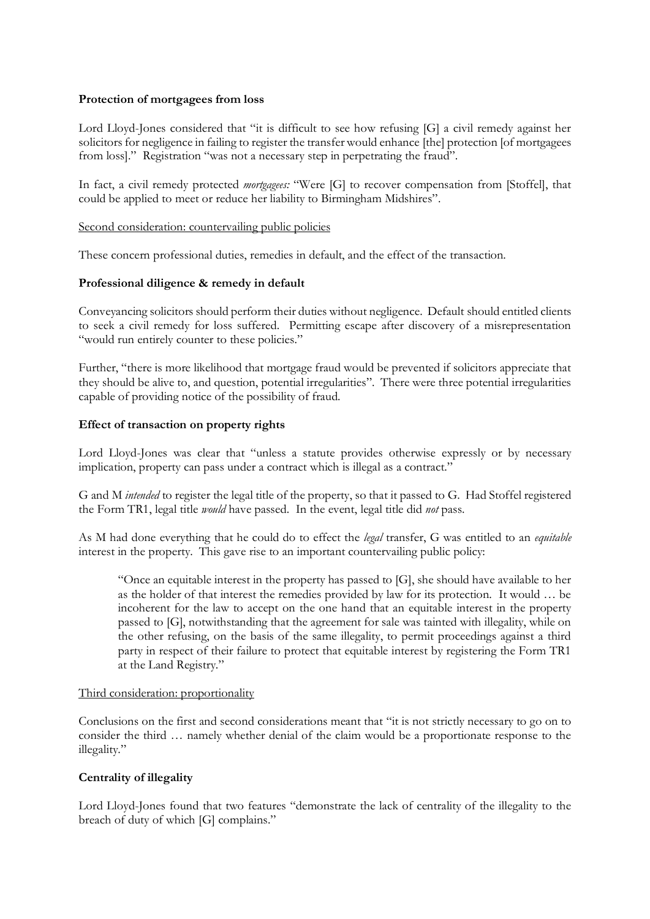**Protection of mortgagees from loss**

Lord Lloyd-Jones considered that "it is difficult to see how refusing [G] a civil remedy against her solicitors for negligence in failing to register the transfer would enhance [the] protection [of mortgagees from loss]." Registration "was not a necessary step in perpetrating the fraud".

In fact, a civil remedy protected *mortgagees:* "Were [G] to recover compensation from [Stoffel], that could be applied to meet or reduce her liability to Birmingham Midshires".

Second consideration: countervailing public policies

These concern professional duties, remedies in default, and the effect of the transaction.

**Professional diligence & remedy in default**

Conveyancing solicitors should perform their duties without negligence. Default should entitled clients to seek a civil remedy for loss suffered. Permitting escape after discovery of a misrepresentation "would run entirely counter to these policies."

Further, "there is more likelihood that mortgage fraud would be prevented if solicitors appreciate that they should be alive to, and question, potential irregularities". There were three potential irregularities capable of providing notice of the possibility of fraud.

**Effect of transaction on property rights**

Lord Lloyd-Jones was clear that "unless a statute provides otherwise expressly or by necessary implication, property can pass under a contract which is illegal as a contract."

G and M *intended* to register the legal title of the property, so that it passed to G. Had Stoffel registered the Form TR1, legal title *would* have passed. In the event, legal title did *not* pass.

As M had done everything that he could do to effect the *legal* transfer, G was entitled to an *equitable* interest in the property. This gave rise to an important countervailing public policy:

> "Once an equitable interest in the property has passed to [G], she should have available to her as the holder of that interest the remedies provided by law for its protection. It would … be incoherent for the law to accept on the one hand that an equitable interest in the property passed to [G], notwithstanding that the agreement for sale was tainted with illegality, while on the other refusing, on the basis of the same illegality, to permit proceedings against a third party in respect of their failure to protect that equitable interest by registering the Form TR1 at the Land Registry."

Third consideration: proportionality

Conclusions on the first and second considerations meant that "it is not strictly necessary to go on to consider the third … namely whether denial of the claim would be a proportionate response to the illegality."

**Centrality of illegality**

Lord Lloyd-Jones found that two features "demonstrate the lack of centrality of the illegality to the breach of duty of which [G] complains."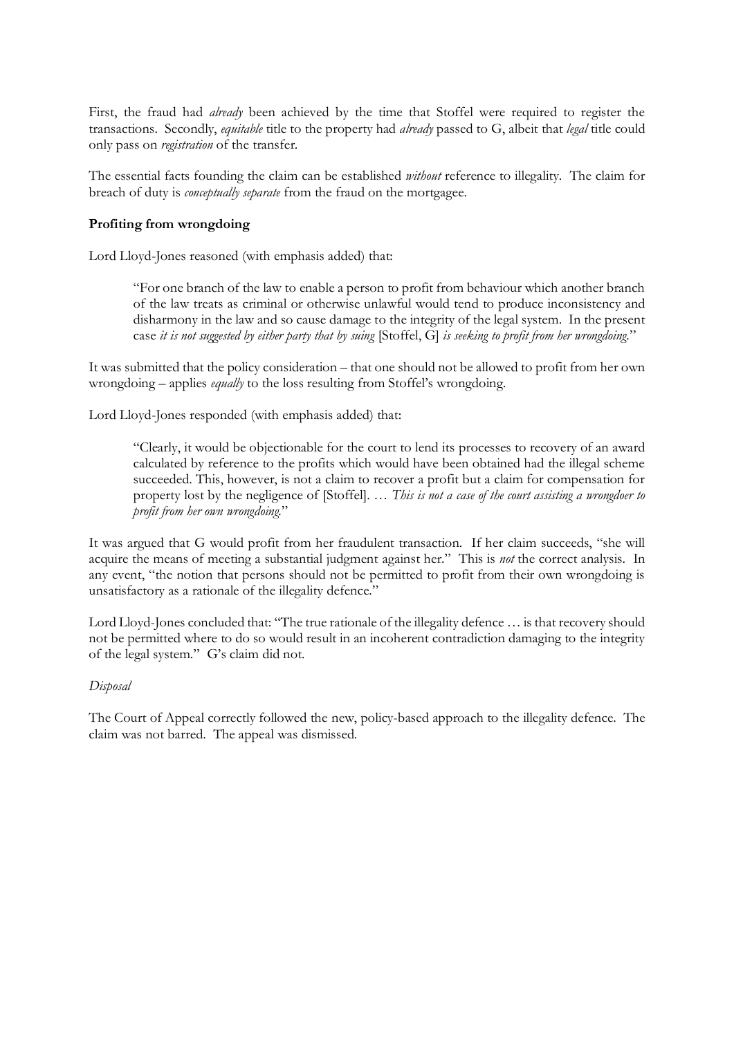First, the fraud had *already* been achieved by the time that Stoffel were required to register the transactions. Secondly, *equitable* title to the property had *already* passed to G, albeit that *legal* title could only pass on *registration* of the transfer.

The essential facts founding the claim can be established *without* reference to illegality. The claim for breach of duty is *conceptually separate* from the fraud on the mortgagee.

**Profiting from wrongdoing**

Lord Lloyd-Jones reasoned (with emphasis added) that:

> "For one branch of the law to enable a person to profit from behaviour which another branch of the law treats as criminal or otherwise unlawful would tend to produce inconsistency and disharmony in the law and so cause damage to the integrity of the legal system. In the present case *it is not suggested by either party that by suing* [Stoffel, G] *is seeking to profit from her wrongdoing.*"

It was submitted that the policy consideration – that one should not be allowed to profit from her own wrongdoing – applies *equally* to the loss resulting from Stoffel's wrongdoing.

Lord Lloyd-Jones responded (with emphasis added) that:

> "Clearly, it would be objectionable for the court to lend its processes to recovery of an award calculated by reference to the profits which would have been obtained had the illegal scheme succeeded. This, however, is not a claim to recover a profit but a claim for compensation for property lost by the negligence of [Stoffel]. … *This is not a case of the court assisting a wrongdoer to profit from her own wrongdoing.*"

It was argued that G would profit from her fraudulent transaction. If her claim succeeds, "she will acquire the means of meeting a substantial judgment against her." This is *not* the correct analysis. In any event, "the notion that persons should not be permitted to profit from their own wrongdoing is unsatisfactory as a rationale of the illegality defence."

Lord Lloyd-Jones concluded that: "The true rationale of the illegality defence … is that recovery should not be permitted where to do so would result in an incoherent contradiction damaging to the integrity of the legal system." G's claim did not.

*Disposal*

The Court of Appeal correctly followed the new, policy-based approach to the illegality defence. The claim was not barred. The appeal was dismissed.